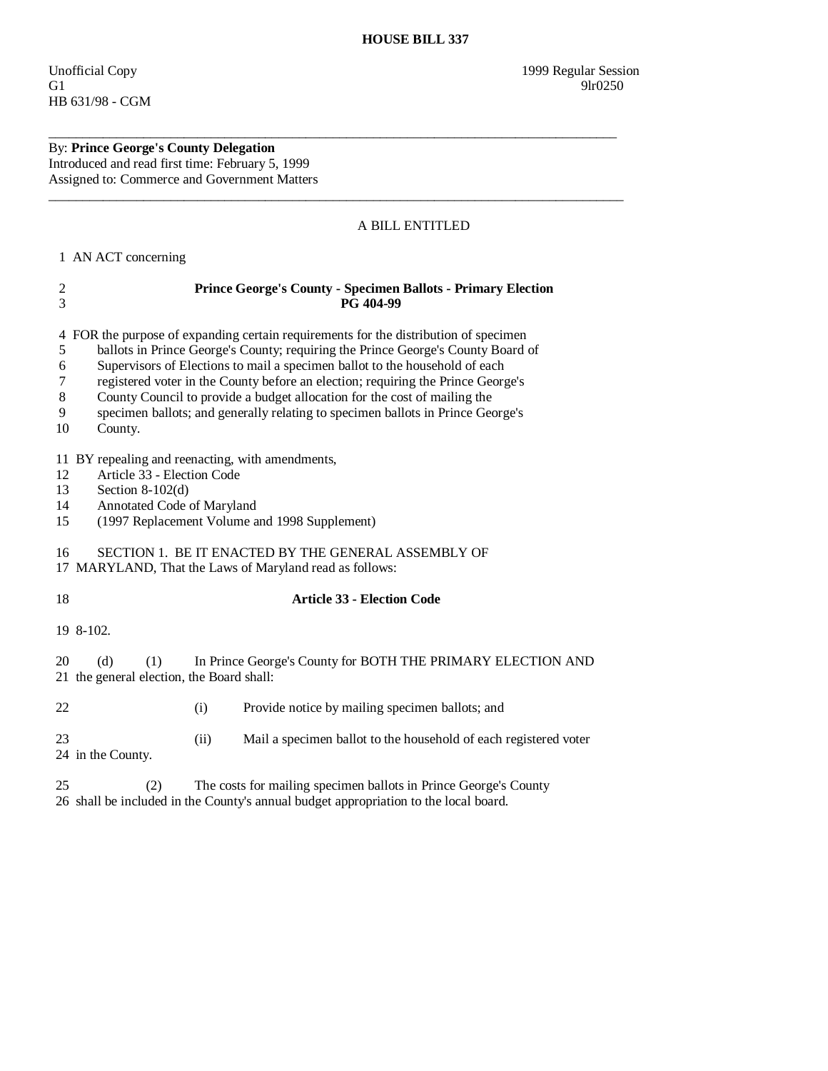# HOUSE BILL 337

Unofficial Copy 1999 Regular Session
G1 9lr0250
HB 631/98 - CGM

---

By: **Prince George's County Delegation**
Introduced and read first time: February 5, 1999
Assigned to: Commerce and Government Matters

---

A BILL ENTITLED

1 AN ACT concerning

2 **Prince George's County - Specimen Ballots - Primary Election**
3 **PG 404-99**

4 FOR the purpose of expanding certain requirements for the distribution of specimen
5 ballots in Prince George's County; requiring the Prince George's County Board of
6 Supervisors of Elections to mail a specimen ballot to the household of each
7 registered voter in the County before an election; requiring the Prince George's
8 County Council to provide a budget allocation for the cost of mailing the
9 specimen ballots; and generally relating to specimen ballots in Prince George's
10 County.

11 BY repealing and reenacting, with amendments,
12 Article 33 - Election Code
13 Section 8-102(d)
14 Annotated Code of Maryland
15 (1997 Replacement Volume and 1998 Supplement)

16 SECTION 1. BE IT ENACTED BY THE GENERAL ASSEMBLY OF
17 MARYLAND, That the Laws of Maryland read as follows:

18 **Article 33 - Election Code**

19 8-102.

20 (d) (1) In Prince George's County for BOTH THE PRIMARY ELECTION AND
21 the general election, the Board shall:

22 (i) Provide notice by mailing specimen ballots; and

23 (ii) Mail a specimen ballot to the household of each registered voter
24 in the County.

25 (2) The costs for mailing specimen ballots in Prince George's County
26 shall be included in the County's annual budget appropriation to the local board.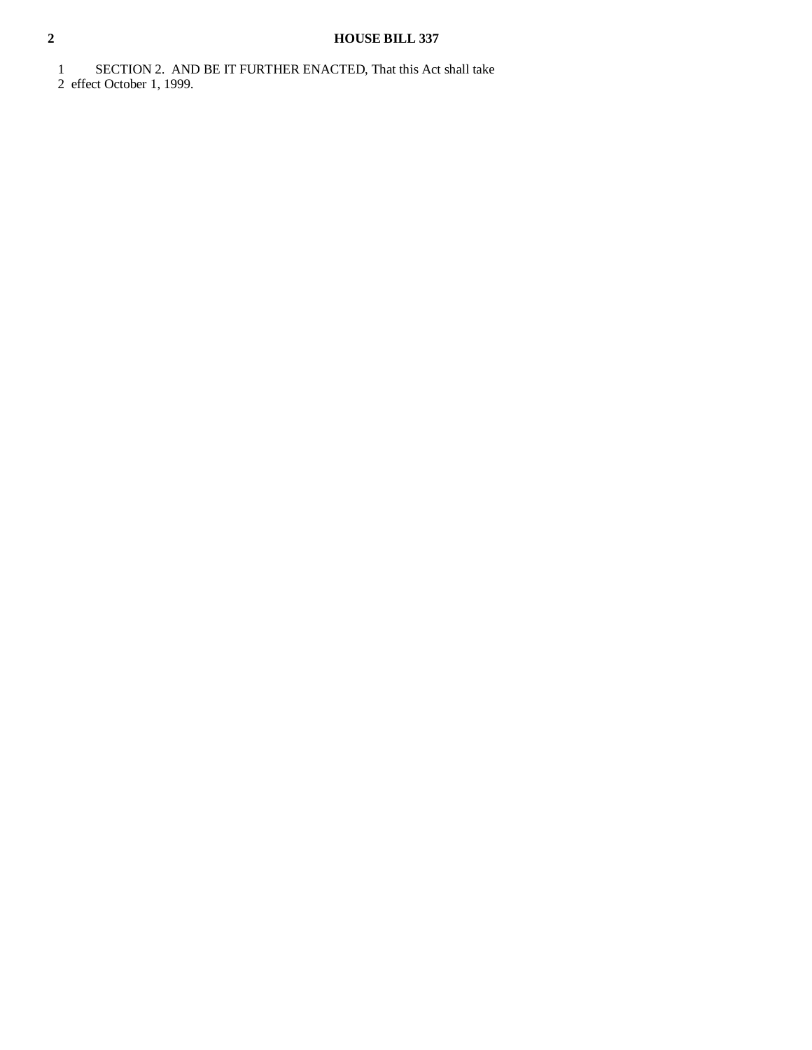SECTION 2. AND BE IT FURTHER ENACTED, That this Act shall take effect October 1, 1999.